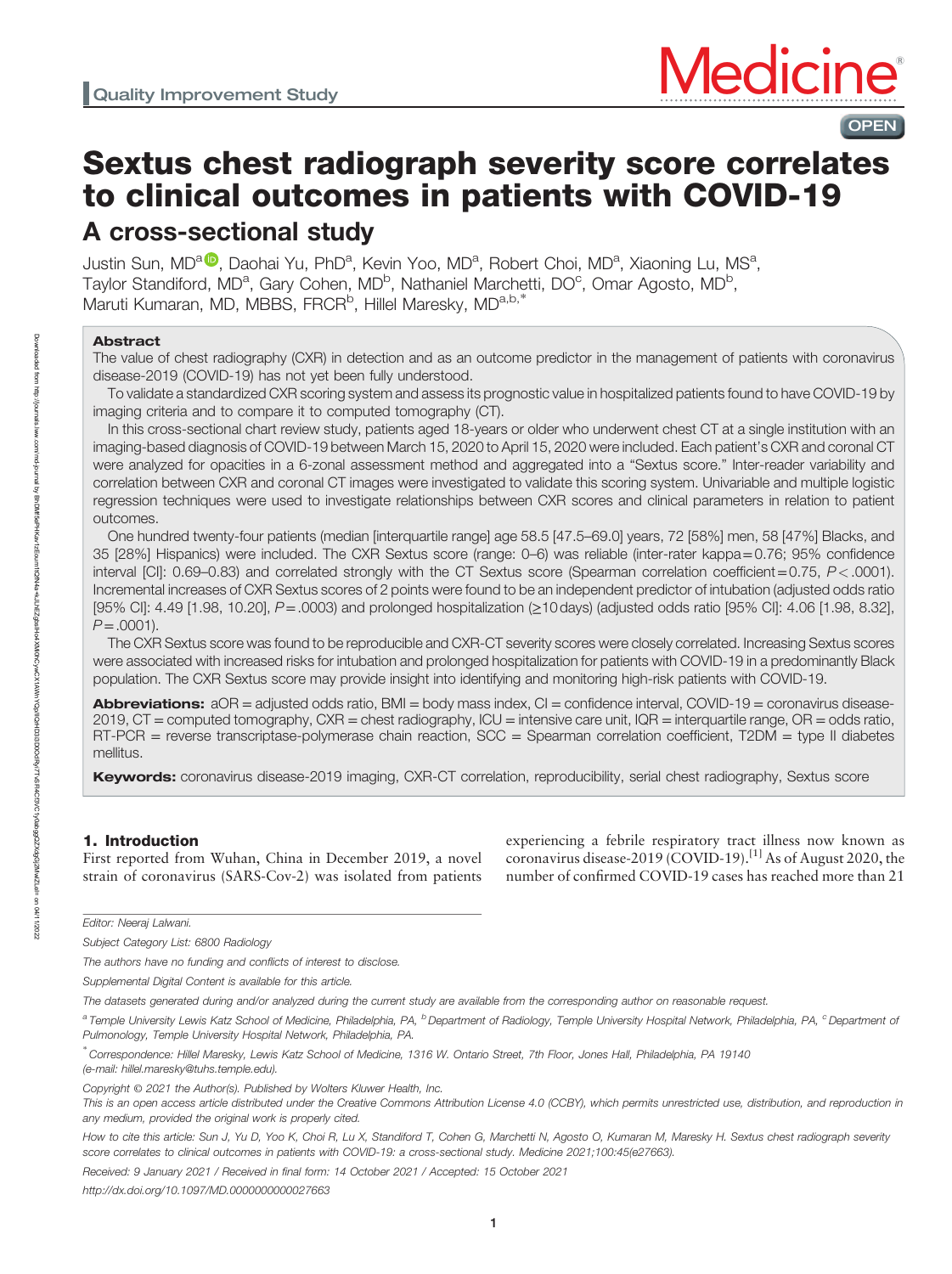Quality Improvement Study

# Sextus chest radiograph severity score correlates to clinical outcomes in patients with COVID-19

## A cross-sectional study

Justin Sun, MD[a], Daohai Yu, PhD[a], Kevin Yoo, MD[a], Robert Choi, MD[a], Xiaoning Lu, MS[a], Taylor Standiford, MD[a], Gary Cohen, MD[b], Nathaniel Marchetti, DO[c], Omar Agosto, MD[b], Maruti Kumaran, MD, MBBS, FRCR[b], Hillel Maresky, MD[a,b,*]

### Abstract

The value of chest radiography (CXR) in detection and as an outcome predictor in the management of patients with coronavirus disease-2019 (COVID-19) has not yet been fully understood.

To validate a standardized CXR scoring system and assess its prognostic value in hospitalized patients found to have COVID-19 by imaging criteria and to compare it to computed tomography (CT).

In this cross-sectional chart review study, patients aged 18-years or older who underwent chest CT at a single institution with an imaging-based diagnosis of COVID-19 between March 15, 2020 to April 15, 2020 were included. Each patient's CXR and coronal CT were analyzed for opacities in a 6-zonal assessment method and aggregated into a "Sextus score." Inter-reader variability and correlation between CXR and coronal CT images were investigated to validate this scoring system. Univariable and multiple logistic regression techniques were used to investigate relationships between CXR scores and clinical parameters in relation to patient outcomes.

One hundred twenty-four patients (median [interquartile range] age 58.5 [47.5–69.0] years, 72 [58%] men, 58 [47%] Blacks, and 35 [28%] Hispanics) were included. The CXR Sextus score (range: 0–6) was reliable (inter-rater kappa = 0.76; 95% confidence interval [CI]: 0.69–0.83) and correlated strongly with the CT Sextus score (Spearman correlation coefficient = 0.75, $P < .0001$). Incremental increases of CXR Sextus scores of 2 points were found to be an independent predictor of intubation (adjusted odds ratio [95% CI]: 4.49 [1.98, 10.20], $P = .0003$) and prolonged hospitalization (≥10 days) (adjusted odds ratio [95% CI]: 4.06 [1.98, 8.32], $P = .0001$).

The CXR Sextus score was found to be reproducible and CXR-CT severity scores were closely correlated. Increasing Sextus scores were associated with increased risks for intubation and prolonged hospitalization for patients with COVID-19 in a predominantly Black population. The CXR Sextus score may provide insight into identifying and monitoring high-risk patients with COVID-19.

**Abbreviations:** aOR = adjusted odds ratio, BMI = body mass index, CI = confidence interval, COVID-19 = coronavirus disease-2019, CT = computed tomography, CXR = chest radiography, ICU = intensive care unit, IQR = interquartile range, OR = odds ratio, RT-PCR = reverse transcriptase-polymerase chain reaction, SCC = Spearman correlation coefficient, T2DM = type II diabetes mellitus.

**Keywords:** coronavirus disease-2019 imaging, CXR-CT correlation, reproducibility, serial chest radiography, Sextus score

## 1. Introduction

First reported from Wuhan, China in December 2019, a novel strain of coronavirus (SARS-Cov-2) was isolated from patients experiencing a febrile respiratory tract illness now known as coronavirus disease-2019 (COVID-19).[1] As of August 2020, the number of confirmed COVID-19 cases has reached more than 21

---

Editor: Neeraj Lalwani.

Subject Category List: 6800 Radiology

The authors have no funding and conflicts of interest to disclose.

Supplemental Digital Content is available for this article.

The datasets generated during and/or analyzed during the current study are available from the corresponding author on reasonable request.

[a] Temple University Lewis Katz School of Medicine, Philadelphia, PA, [b] Department of Radiology, Temple University Hospital Network, Philadelphia, PA, [c] Department of Pulmonology, Temple University Hospital Network, Philadelphia, PA.

[*] Correspondence: Hillel Maresky, Lewis Katz School of Medicine, 1316 W. Ontario Street, 7th Floor, Jones Hall, Philadelphia, PA 19140 (e-mail: hillel.maresky@tuhs.temple.edu).

Copyright © 2021 the Author(s). Published by Wolters Kluwer Health, Inc.

This is an open access article distributed under the Creative Commons Attribution License 4.0 (CCBY), which permits unrestricted use, distribution, and reproduction in any medium, provided the original work is properly cited.

How to cite this article: Sun J, Yu D, Yoo K, Choi R, Lu X, Standiford T, Cohen G, Marchetti N, Agosto O, Kumaran M, Maresky H. Sextus chest radiograph severity score correlates to clinical outcomes in patients with COVID-19: a cross-sectional study. Medicine 2021;100:45(e27663).

Received: 9 January 2021 / Received in final form: 14 October 2021 / Accepted: 15 October 2021

http://dx.doi.org/10.1097/MD.0000000000027663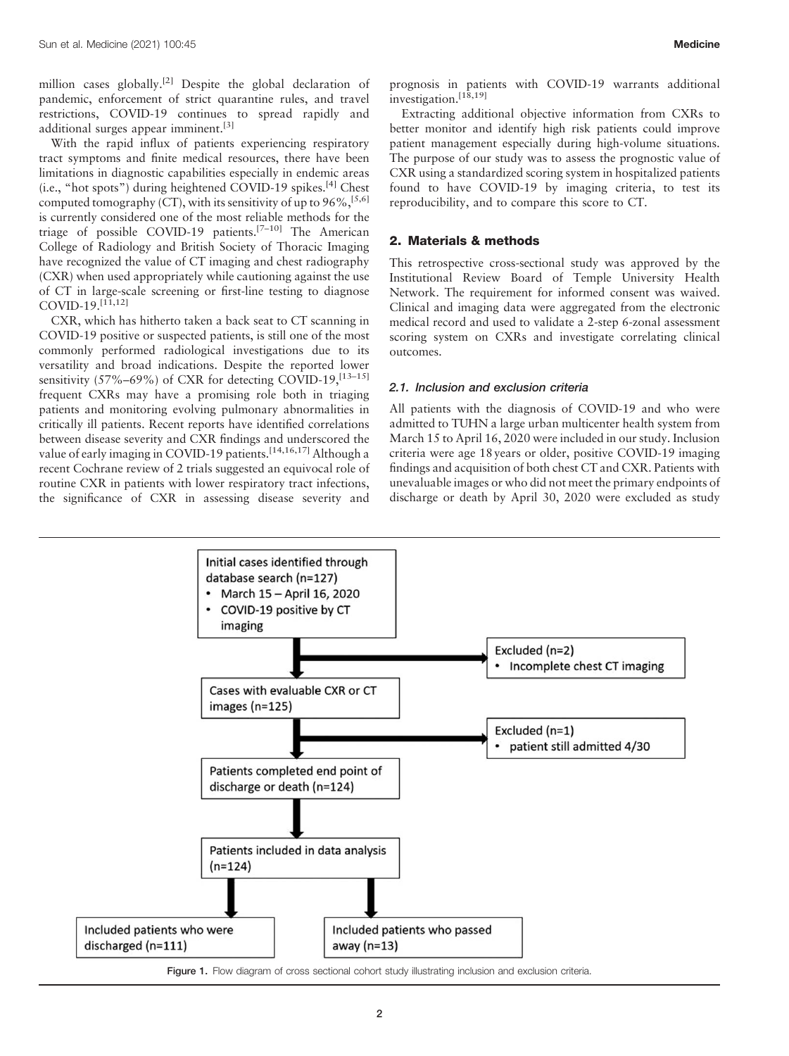million cases globally.[2] Despite the global declaration of pandemic, enforcement of strict quarantine rules, and travel restrictions, COVID-19 continues to spread rapidly and additional surges appear imminent.[3]

With the rapid influx of patients experiencing respiratory tract symptoms and finite medical resources, there have been limitations in diagnostic capabilities especially in endemic areas (i.e., "hot spots") during heightened COVID-19 spikes.[4] Chest computed tomography (CT), with its sensitivity of up to 96%,[5,6] is currently considered one of the most reliable methods for the triage of possible COVID-19 patients.[7–10] The American College of Radiology and British Society of Thoracic Imaging have recognized the value of CT imaging and chest radiography (CXR) when used appropriately while cautioning against the use of CT in large-scale screening or first-line testing to diagnose COVID-19.[11,12]

CXR, which has hitherto taken a back seat to CT scanning in COVID-19 positive or suspected patients, is still one of the most commonly performed radiological investigations due to its versatility and broad indications. Despite the reported lower sensitivity (57%–69%) of CXR for detecting COVID-19,[13–15] frequent CXRs may have a promising role both in triaging patients and monitoring evolving pulmonary abnormalities in critically ill patients. Recent reports have identified correlations between disease severity and CXR findings and underscored the value of early imaging in COVID-19 patients.[14,16,17] Although a recent Cochrane review of 2 trials suggested an equivocal role of routine CXR in patients with lower respiratory tract infections, the significance of CXR in assessing disease severity and prognosis in patients with COVID-19 warrants additional investigation.[18,19]

Extracting additional objective information from CXRs to better monitor and identify high risk patients could improve patient management especially during high-volume situations. The purpose of our study was to assess the prognostic value of CXR using a standardized scoring system in hospitalized patients found to have COVID-19 by imaging criteria, to test its reproducibility, and to compare this score to CT.

## 2. Materials & methods

This retrospective cross-sectional study was approved by the Institutional Review Board of Temple University Health Network. The requirement for informed consent was waived. Clinical and imaging data were aggregated from the electronic medical record and used to validate a 2-step 6-zonal assessment scoring system on CXRs and investigate correlating clinical outcomes.

### 2.1. Inclusion and exclusion criteria

All patients with the diagnosis of COVID-19 and who were admitted to TUHN a large urban multicenter health system from March 15 to April 16, 2020 were included in our study. Inclusion criteria were age 18 years or older, positive COVID-19 imaging findings and acquisition of both chest CT and CXR. Patients with unevaluable images or who did not meet the primary endpoints of discharge or death by April 30, 2020 were excluded as study

Initial cases identified through database search (n=127)
- March 15 – April 16, 2020
- COVID-19 positive by CT imaging

Excluded (n=2)
- Incomplete chest CT imaging

Cases with evaluable CXR or CT images (n=125)

Excluded (n=1)
- patient still admitted 4/30

Patients completed end point of discharge or death (n=124)

Patients included in data analysis (n=124)

Included patients who were discharged (n=111)

Included patients who passed away (n=13)

Figure 1. Flow diagram of cross sectional cohort study illustrating inclusion and exclusion criteria.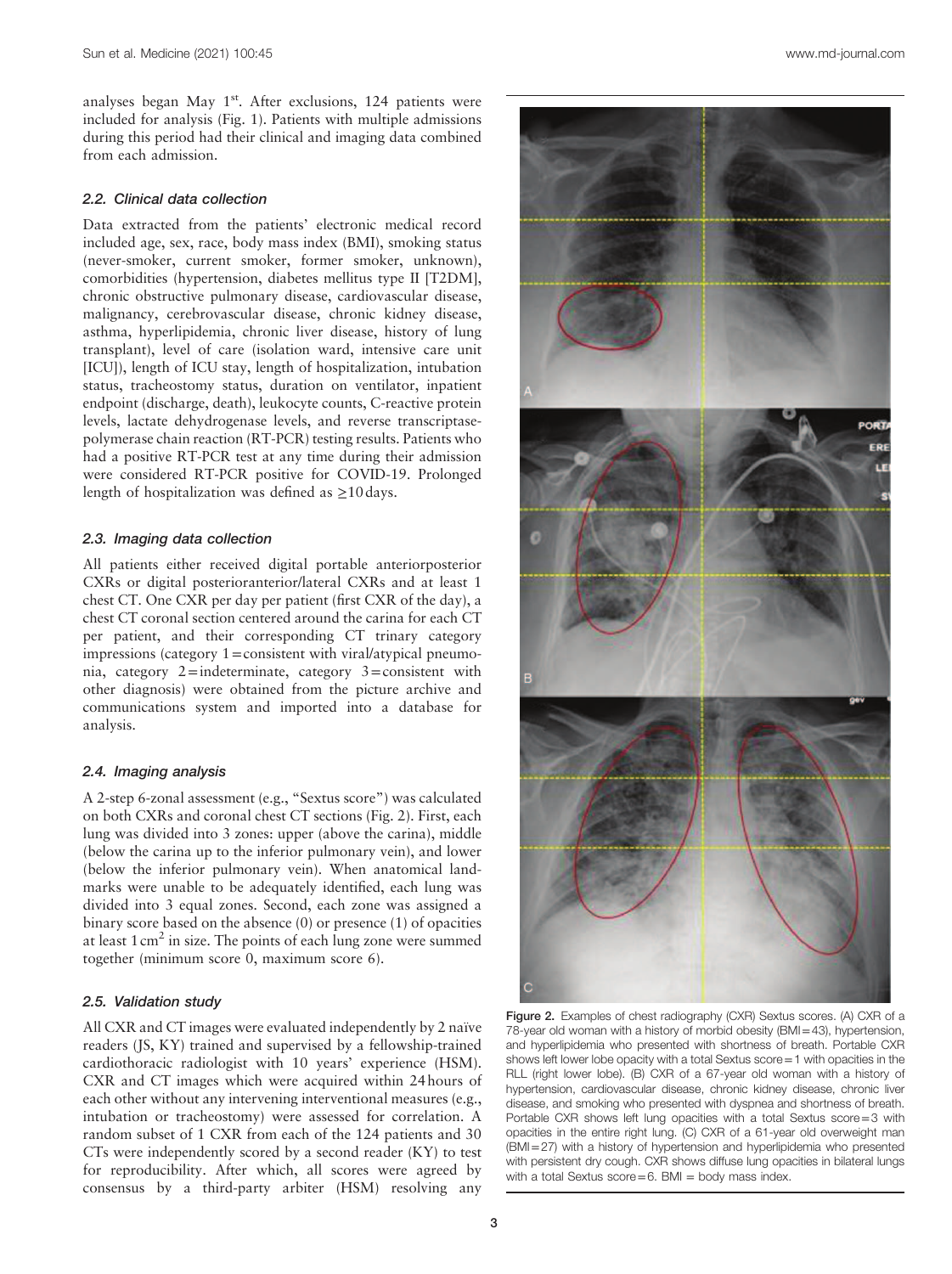analyses began May 1st. After exclusions, 124 patients were included for analysis (Fig. 1). Patients with multiple admissions during this period had their clinical and imaging data combined from each admission.

### 2.2. Clinical data collection

Data extracted from the patients' electronic medical record included age, sex, race, body mass index (BMI), smoking status (never-smoker, current smoker, former smoker, unknown), comorbidities (hypertension, diabetes mellitus type II [T2DM], chronic obstructive pulmonary disease, cardiovascular disease, malignancy, cerebrovascular disease, chronic kidney disease, asthma, hyperlipidemia, chronic liver disease, history of lung transplant), level of care (isolation ward, intensive care unit [ICU]), length of ICU stay, length of hospitalization, intubation status, tracheostomy status, duration on ventilator, inpatient endpoint (discharge, death), leukocyte counts, C-reactive protein levels, lactate dehydrogenase levels, and reverse transcriptase-polymerase chain reaction (RT-PCR) testing results. Patients who had a positive RT-PCR test at any time during their admission were considered RT-PCR positive for COVID-19. Prolonged length of hospitalization was defined as ≥10 days.

### 2.3. Imaging data collection

All patients either received digital portable anteriorposterior CXRs or digital posterioranterior/lateral CXRs and at least 1 chest CT. One CXR per day per patient (first CXR of the day), a chest CT coronal section centered around the carina for each CT per patient, and their corresponding CT trinary category impressions (category 1 = consistent with viral/atypical pneumonia, category 2 = indeterminate, category 3 = consistent with other diagnosis) were obtained from the picture archive and communications system and imported into a database for analysis.

### 2.4. Imaging analysis

A 2-step 6-zonal assessment (e.g., "Sextus score") was calculated on both CXRs and coronal chest CT sections (Fig. 2). First, each lung was divided into 3 zones: upper (above the carina), middle (below the carina up to the inferior pulmonary vein), and lower (below the inferior pulmonary vein). When anatomical landmarks were unable to be adequately identified, each lung was divided into 3 equal zones. Second, each zone was assigned a binary score based on the absence (0) or presence (1) of opacities at least 1 $cm^2$ in size. The points of each lung zone were summed together (minimum score 0, maximum score 6).

### 2.5. Validation study

All CXR and CT images were evaluated independently by 2 naïve readers (JS, KY) trained and supervised by a fellowship-trained cardiothoracic radiologist with 10 years' experience (HSM). CXR and CT images which were acquired within 24 hours of each other without any intervening interventional measures (e.g., intubation or tracheostomy) were assessed for correlation. A random subset of 1 CXR from each of the 124 patients and 30 CTs were independently scored by a second reader (KY) to test for reproducibility. After which, all scores were agreed by consensus by a third-party arbiter (HSM) resolving any

**Figure 2.** Examples of chest radiography (CXR) Sextus scores. (A) CXR of a 78-year old woman with a history of morbid obesity (BMI = 43), hypertension, and hyperlipidemia who presented with shortness of breath. Portable CXR shows left lower lobe opacity with a total Sextus score = 1 with opacities in the RLL (right lower lobe). (B) CXR of a 67-year old woman with a history of hypertension, cardiovascular disease, chronic kidney disease, chronic liver disease, and smoking who presented with dyspnea and shortness of breath. Portable CXR shows left lung opacities with a total Sextus score = 3 with opacities in the entire right lung. (C) CXR of a 61-year old overweight man (BMI = 27) with a history of hypertension and hyperlipidemia who presented with persistent dry cough. CXR shows diffuse lung opacities in bilateral lungs with a total Sextus score = 6. BMI = body mass index.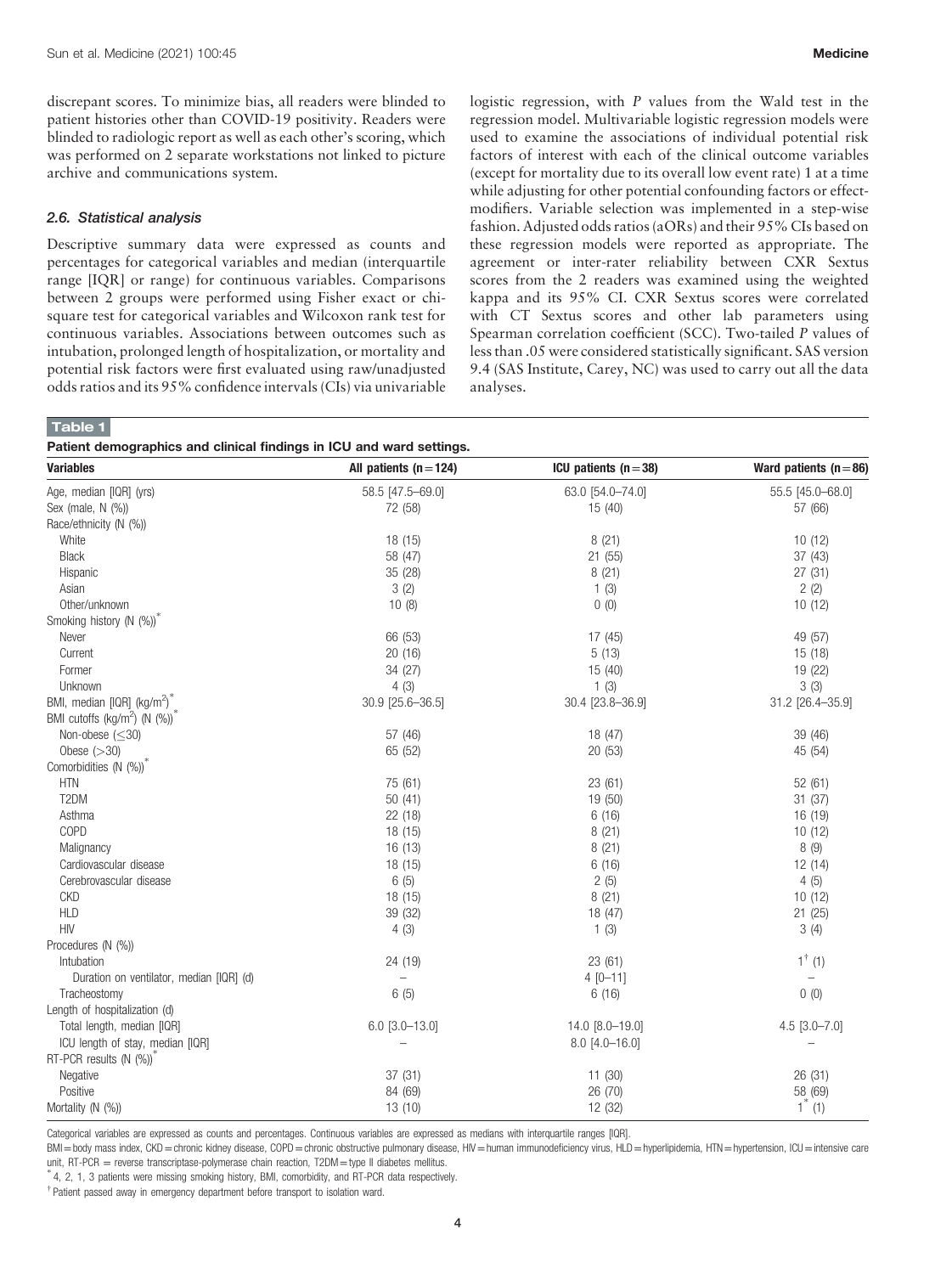discrepant scores. To minimize bias, all readers were blinded to patient histories other than COVID-19 positivity. Readers were blinded to radiologic report as well as each other's scoring, which was performed on 2 separate workstations not linked to picture archive and communications system.

### 2.6. Statistical analysis

Descriptive summary data were expressed as counts and percentages for categorical variables and median (interquartile range [IQR] or range) for continuous variables. Comparisons between 2 groups were performed using Fisher exact or chi-square test for categorical variables and Wilcoxon rank test for continuous variables. Associations between outcomes such as intubation, prolonged length of hospitalization, or mortality and potential risk factors were first evaluated using raw/unadjusted odds ratios and its 95% confidence intervals (CIs) via univariable logistic regression, with *P* values from the Wald test in the regression model. Multivariable logistic regression models were used to examine the associations of individual potential risk factors of interest with each of the clinical outcome variables (except for mortality due to its overall low event rate) 1 at a time while adjusting for other potential confounding factors or effect-modifiers. Variable selection was implemented in a step-wise fashion. Adjusted odds ratios (aORs) and their 95% CIs based on these regression models were reported as appropriate. The agreement or inter-rater reliability between CXR Sextus scores from the 2 readers was examined using the weighted kappa and its 95% CI. CXR Sextus scores were correlated with CT Sextus scores and other lab parameters using Spearman correlation coefficient (SCC). Two-tailed *P* values of less than .05 were considered statistically significant. SAS version 9.4 (SAS Institute, Carey, NC) was used to carry out all the data analyses.

**Table 1**

**Patient demographics and clinical findings in ICU and ward settings.**

| Variables | All patients (n=124) | ICU patients (n=38) | Ward patients (n=86) |
|---|---|---|---|
| Age, median [IQR] (yrs) | 58.5 [47.5–69.0] | 63.0 [54.0–74.0] | 55.5 [45.0–68.0] |
| Sex (male, N (%)) | 72 (58) | 15 (40) | 57 (66) |
| Race/ethnicity (N (%)) | | | |
| White | 18 (15) | 8 (21) | 10 (12) |
| Black | 58 (47) | 21 (55) | 37 (43) |
| Hispanic | 35 (28) | 8 (21) | 27 (31) |
| Asian | 3 (2) | 1 (3) | 2 (2) |
| Other/unknown | 10 (8) | 0 (0) | 10 (12) |
| Smoking history (N (%))* | | | |
| Never | 66 (53) | 17 (45) | 49 (57) |
| Current | 20 (16) | 5 (13) | 15 (18) |
| Former | 34 (27) | 15 (40) | 19 (22) |
| Unknown | 4 (3) | 1 (3) | 3 (3) |
| BMI, median [IQR] (kg/m$^2$)* | 30.9 [25.6–36.5] | 30.4 [23.8–36.9] | 31.2 [26.4–35.9] |
| BMI cutoffs (kg/m$^2$) (N (%))* | | | |
| Non-obese (≤30) | 57 (46) | 18 (47) | 39 (46) |
| Obese (>30) | 65 (52) | 20 (53) | 45 (54) |
| Comorbidities (N (%))* | | | |
| HTN | 75 (61) | 23 (61) | 52 (61) |
| T2DM | 50 (41) | 19 (50) | 31 (37) |
| Asthma | 22 (18) | 6 (16) | 16 (19) |
| COPD | 18 (15) | 8 (21) | 10 (12) |
| Malignancy | 16 (13) | 8 (21) | 8 (9) |
| Cardiovascular disease | 18 (15) | 6 (16) | 12 (14) |
| Cerebrovascular disease | 6 (5) | 2 (5) | 4 (5) |
| CKD | 18 (15) | 8 (21) | 10 (12) |
| HLD | 39 (32) | 18 (47) | 21 (25) |
| HIV | 4 (3) | 1 (3) | 3 (4) |
| Procedures (N (%)) | | | |
| Intubation | 24 (19) | 23 (61) | 1† (1) |
| Duration on ventilator, median [IQR] (d) | – | 4 [0–11] | – |
| Tracheostomy | 6 (5) | 6 (16) | 0 (0) |
| Length of hospitalization (d) | | | |
| Total length, median [IQR] | 6.0 [3.0–13.0] | 14.0 [8.0–19.0] | 4.5 [3.0–7.0] |
| ICU length of stay, median [IQR] | – | 8.0 [4.0–16.0] | – |
| RT-PCR results (N (%))* | | | |
| Negative | 37 (31) | 11 (30) | 26 (31) |
| Positive | 84 (69) | 26 (70) | 58 (69) |
| Mortality (N (%)) | 13 (10) | 12 (32) | 1* (1) |

Categorical variables are expressed as counts and percentages. Continuous variables are expressed as medians with interquartile ranges [IQR].

BMI = body mass index, CKD = chronic kidney disease, COPD = chronic obstructive pulmonary disease, HIV = human immunodeficiency virus, HLD = hyperlipidemia, HTN = hypertension, ICU = intensive care unit, RT-PCR = reverse transcriptase-polymerase chain reaction, T2DM = type II diabetes mellitus.

\* 4, 2, 1, 3 patients were missing smoking history, BMI, comorbidity, and RT-PCR data respectively.

† Patient passed away in emergency department before transport to isolation ward.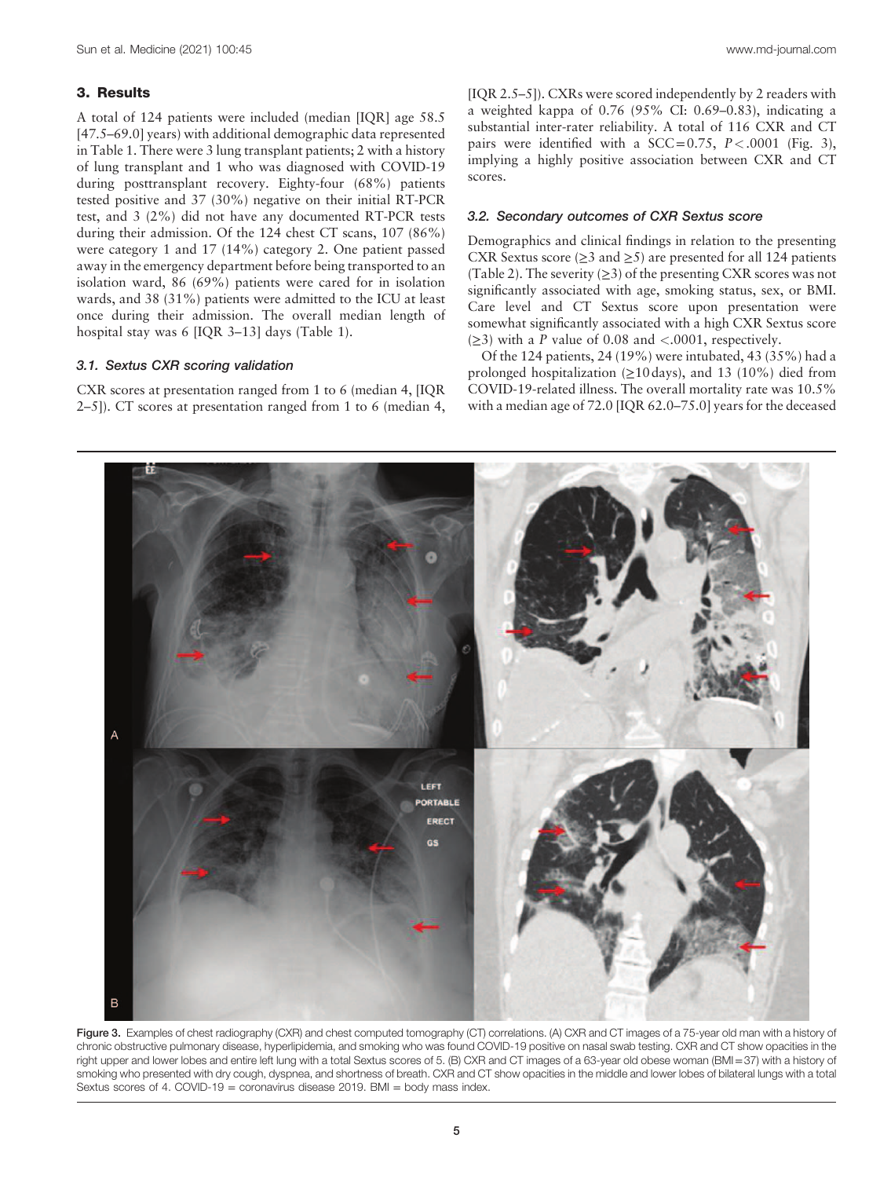## 3. Results

A total of 124 patients were included (median [IQR] age 58.5 [47.5–69.0] years) with additional demographic data represented in Table 1. There were 3 lung transplant patients; 2 with a history of lung transplant and 1 who was diagnosed with COVID-19 during posttransplant recovery. Eighty-four (68%) patients tested positive and 37 (30%) negative on their initial RT-PCR test, and 3 (2%) did not have any documented RT-PCR tests during their admission. Of the 124 chest CT scans, 107 (86%) were category 1 and 17 (14%) category 2. One patient passed away in the emergency department before being transported to an isolation ward, 86 (69%) patients were cared for in isolation wards, and 38 (31%) patients were admitted to the ICU at least once during their admission. The overall median length of hospital stay was 6 [IQR 3–13] days (Table 1).

### 3.1. Sextus CXR scoring validation

CXR scores at presentation ranged from 1 to 6 (median 4, [IQR 2–5]). CT scores at presentation ranged from 1 to 6 (median 4, [IQR 2.5–5]). CXRs were scored independently by 2 readers with a weighted kappa of 0.76 (95% CI: 0.69–0.83), indicating a substantial inter-rater reliability. A total of 116 CXR and CT pairs were identified with a SCC = 0.75, $P < .0001$ (Fig. 3), implying a highly positive association between CXR and CT scores.

### 3.2. Secondary outcomes of CXR Sextus score

Demographics and clinical findings in relation to the presenting CXR Sextus score (≥3 and ≥5) are presented for all 124 patients (Table 2). The severity (≥3) of the presenting CXR scores was not significantly associated with age, smoking status, sex, or BMI. Care level and CT Sextus score upon presentation were somewhat significantly associated with a high CXR Sextus score (≥3) with a $P$ value of 0.08 and <.0001, respectively.

Of the 124 patients, 24 (19%) were intubated, 43 (35%) had a prolonged hospitalization (≥10 days), and 13 (10%) died from COVID-19-related illness. The overall mortality rate was 10.5% with a median age of 72.0 [IQR 62.0–75.0] years for the deceased

Figure 3. Examples of chest radiography (CXR) and chest computed tomography (CT) correlations. (A) CXR and CT images of a 75-year old man with a history of chronic obstructive pulmonary disease, hyperlipidemia, and smoking who was found COVID-19 positive on nasal swab testing. CXR and CT show opacities in the right upper and lower lobes and entire left lung with a total Sextus scores of 5. (B) CXR and CT images of a 63-year old obese woman (BMI = 37) with a history of smoking who presented with dry cough, dyspnea, and shortness of breath. CXR and CT show opacities in the middle and lower lobes of bilateral lungs with a total Sextus scores of 4. COVID-19 = coronavirus disease 2019. BMI = body mass index.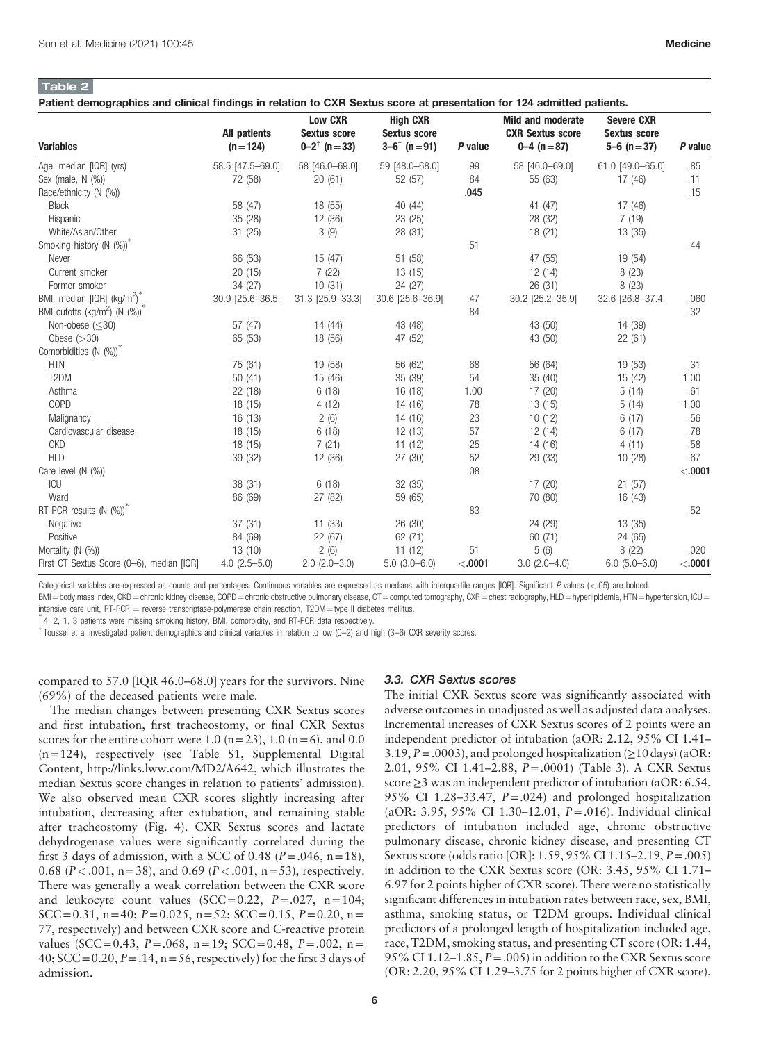**Table 2**

**Patient demographics and clinical findings in relation to CXR Sextus score at presentation for 124 admitted patients.**

| Variables | All patients (n=124) | Low CXR Sextus score 0–2[†] (n=33) | High CXR Sextus score 3–6[†] (n=91) | P value | Mild and moderate CXR Sextus score 0–4 (n=87) | Severe CXR Sextus score 5–6 (n=37) | P value |
|---|---|---|---|---|---|---|---|
| Age, median [IQR] (yrs) | 58.5 [47.5–69.0] | 58 [46.0–69.0] | 59 [48.0–68.0] | .99 | 58 [46.0–69.0] | 61.0 [49.0–65.0] | .85 |
| Sex (male, N (%)) | 72 (58) | 20 (61) | 52 (57) | .84 | 55 (63) | 17 (46) | .11 |
| Race/ethnicity (N (%)) | | | | **.045** | | | .15 |
| Black | 58 (47) | 18 (55) | 40 (44) | | 41 (47) | 17 (46) | |
| Hispanic | 35 (28) | 12 (36) | 23 (25) | | 28 (32) | 7 (19) | |
| White/Asian/Other | 31 (25) | 3 (9) | 28 (31) | | 18 (21) | 13 (35) | |
| Smoking history (N (%))[*] | | | | .51 | | | .44 |
| Never | 66 (53) | 15 (47) | 51 (58) | | 47 (55) | 19 (54) | |
| Current smoker | 20 (15) | 7 (22) | 13 (15) | | 12 (14) | 8 (23) | |
| Former smoker | 34 (27) | 10 (31) | 24 (27) | | 26 (31) | 8 (23) | |
| BMI, median [IQR] (kg/m$^2$)[*] | 30.9 [25.6–36.5] | 31.3 [25.9–33.3] | 30.6 [25.6–36.9] | .47 | 30.2 [25.2–35.9] | 32.6 [26.8–37.4] | .060 |
| BMI cutoffs (kg/m$^2$) (N (%))[*] | | | | .84 | | | .32 |
| Non-obese (≤30) | 57 (47) | 14 (44) | 43 (48) | | 43 (50) | 14 (39) | |
| Obese (>30) | 65 (53) | 18 (56) | 47 (52) | | 43 (50) | 22 (61) | |
| Comorbidities (N (%))[*] | | | | | | | |
| HTN | 75 (61) | 19 (58) | 56 (62) | .68 | 56 (64) | 19 (53) | .31 |
| T2DM | 50 (41) | 15 (46) | 35 (39) | .54 | 35 (40) | 15 (42) | 1.00 |
| Asthma | 22 (18) | 6 (18) | 16 (18) | 1.00 | 17 (20) | 5 (14) | .61 |
| COPD | 18 (15) | 4 (12) | 14 (16) | .78 | 13 (15) | 5 (14) | 1.00 |
| Malignancy | 16 (13) | 2 (6) | 14 (16) | .23 | 10 (12) | 6 (17) | .56 |
| Cardiovascular disease | 18 (15) | 6 (18) | 12 (13) | .57 | 12 (14) | 6 (17) | .78 |
| CKD | 18 (15) | 7 (21) | 11 (12) | .25 | 14 (16) | 4 (11) | .58 |
| HLD | 39 (32) | 12 (36) | 27 (30) | .52 | 29 (33) | 10 (28) | .67 |
| Care level (N (%)) | | | | .08 | | | **<.0001** |
| ICU | 38 (31) | 6 (18) | 32 (35) | | 17 (20) | 21 (57) | |
| Ward | 86 (69) | 27 (82) | 59 (65) | | 70 (80) | 16 (43) | |
| RT-PCR results (N (%))[*] | | | | .83 | | | .52 |
| Negative | 37 (31) | 11 (33) | 26 (30) | | 24 (29) | 13 (35) | |
| Positive | 84 (69) | 22 (67) | 62 (71) | | 60 (71) | 24 (65) | |
| Mortality (N (%)) | 13 (10) | 2 (6) | 11 (12) | .51 | 5 (6) | 8 (22) | **.020** |
| First CT Sextus Score (0–6), median [IQR] | 4.0 (2.5–5.0) | 2.0 (2.0–3.0) | 5.0 (3.0–6.0) | **<.0001** | 3.0 (2.0–4.0) | 6.0 (5.0–6.0) | **<.0001** |

Categorical variables are expressed as counts and percentages. Continuous variables are expressed as medians with interquartile ranges [IQR]. Significant P values (<.05) are bolded.
BMI = body mass index, CKD = chronic kidney disease, COPD = chronic obstructive pulmonary disease, CT = computed tomography, CXR = chest radiography, HLD = hyperlipidemia, HTN = hypertension, ICU = intensive care unit, RT-PCR = reverse transcriptase-polymerase chain reaction, T2DM = type II diabetes mellitus.
[*] 4, 2, 1, 3 patients were missing smoking history, BMI, comorbidity, and RT-PCR data respectively.
[†] Toussei et al investigated patient demographics and clinical variables in relation to low (0–2) and high (3–6) CXR severity scores.

compared to 57.0 [IQR 46.0–68.0] years for the survivors. Nine (69%) of the deceased patients were male.

The median changes between presenting CXR Sextus scores and first intubation, first tracheostomy, or final CXR Sextus scores for the entire cohort were 1.0 (n=23), 1.0 (n=6), and 0.0 (n=124), respectively (see Table S1, Supplemental Digital Content, http://links.lww.com/MD2/A642, which illustrates the median Sextus score changes in relation to patients' admission). We also observed mean CXR scores slightly increasing after intubation, decreasing after extubation, and remaining stable after tracheostomy (Fig. 4). CXR Sextus scores and lactate dehydrogenase values were significantly correlated during the first 3 days of admission, with a SCC of 0.48 ($P=.046$, n=18), 0.68 ($P<.001$, n=38), and 0.69 ($P<.001$, n=53), respectively. There was generally a weak correlation between the CXR score and leukocyte count values (SCC=0.22, $P=.027$, n=104; SCC=0.31, n=40; $P=0.025$, n=52; SCC=0.15, $P=0.20$, n=77, respectively) and between CXR score and C-reactive protein values (SCC=0.43, $P=.068$, n=19; SCC=0.48, $P=.002$, n=40; SCC=0.20, $P=.14$, n=56, respectively) for the first 3 days of admission.

### 3.3. CXR Sextus scores

The initial CXR Sextus score was significantly associated with adverse outcomes in unadjusted as well as adjusted data analyses. Incremental increases of CXR Sextus scores of 2 points were an independent predictor of intubation (aOR: 2.12, 95% CI 1.41–3.19, $P=.0003$), and prolonged hospitalization (≥10 days) (aOR: 2.01, 95% CI 1.41–2.88, $P=.0001$) (Table 3). A CXR Sextus score ≥3 was an independent predictor of intubation (aOR: 6.54, 95% CI 1.28–33.47, $P=.024$) and prolonged hospitalization (aOR: 3.95, 95% CI 1.30–12.01, $P=.016$). Individual clinical predictors of intubation included age, chronic obstructive pulmonary disease, chronic kidney disease, and presenting CT Sextus score (odds ratio [OR]: 1.59, 95% CI 1.15–2.19, $P=.005$) in addition to the CXR Sextus score (OR: 3.45, 95% CI 1.71–6.97 for 2 points higher of CXR score). There were no statistically significant differences in intubation rates between race, sex, BMI, asthma, smoking status, or T2DM groups. Individual clinical predictors of a prolonged length of hospitalization included age, race, T2DM, smoking status, and presenting CT score (OR: 1.44, 95% CI 1.12–1.85, $P=.005$) in addition to the CXR Sextus score (OR: 2.20, 95% CI 1.29–3.75 for 2 points higher of CXR score).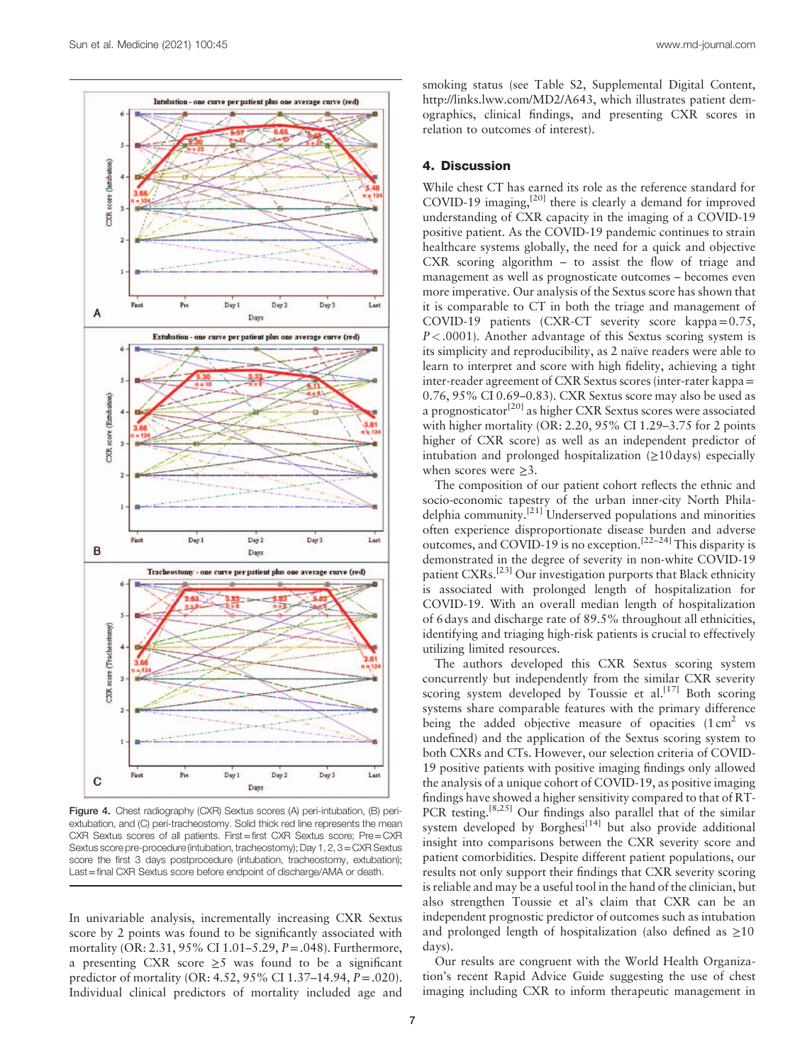Figure 4. Chest radiography (CXR) Sextus scores (A) peri-intubation, (B) peri-extubation, and (C) peri-tracheostomy. Solid thick red line represents the mean CXR Sextus scores of all patients. First=first CXR Sextus score; Pre=CXR Sextus score pre-procedure (intubation, tracheostomy); Day 1, 2, 3=CXR Sextus score the first 3 days postprocedure (intubation, tracheostomy, extubation); Last=final CXR Sextus score before endpoint of discharge/AMA or death.

In univariable analysis, incrementally increasing CXR Sextus score by 2 points was found to be significantly associated with mortality (OR: 2.31, 95% CI 1.01–5.29, $P$=.048). Furthermore, a presenting CXR score ≥5 was found to be a significant predictor of mortality (OR: 4.52, 95% CI 1.37–14.94, $P$=.020). Individual clinical predictors of mortality included age and smoking status (see Table S2, Supplemental Digital Content, http://links.lww.com/MD2/A643, which illustrates patient demographics, clinical findings, and presenting CXR scores in relation to outcomes of interest).

## 4. Discussion

While chest CT has earned its role as the reference standard for COVID-19 imaging,[20] there is clearly a demand for improved understanding of CXR capacity in the imaging of a COVID-19 positive patient. As the COVID-19 pandemic continues to strain healthcare systems globally, the need for a quick and objective CXR scoring algorithm – to assist the flow of triage and management as well as prognosticate outcomes – becomes even more imperative. Our analysis of the Sextus score has shown that it is comparable to CT in both the triage and management of COVID-19 patients (CXR-CT severity score kappa=0.75, $P$<.0001). Another advantage of this Sextus scoring system is its simplicity and reproducibility, as 2 naïve readers were able to learn to interpret and score with high fidelity, achieving a tight inter-reader agreement of CXR Sextus scores (inter-rater kappa=0.76, 95% CI 0.69–0.83). CXR Sextus score may also be used as a prognosticator[20] as higher CXR Sextus scores were associated with higher mortality (OR: 2.20, 95% CI 1.29–3.75 for 2 points higher of CXR score) as well as an independent predictor of intubation and prolonged hospitalization (≥10 days) especially when scores were ≥3.

The composition of our patient cohort reflects the ethnic and socio-economic tapestry of the urban inner-city North Philadelphia community.[21] Underserved populations and minorities often experience disproportionate disease burden and adverse outcomes, and COVID-19 is no exception.[22–24] This disparity is demonstrated in the degree of severity in non-white COVID-19 patient CXRs.[23] Our investigation purports that Black ethnicity is associated with prolonged length of hospitalization for COVID-19. With an overall median length of hospitalization of 6 days and discharge rate of 89.5% throughout all ethnicities, identifying and triaging high-risk patients is crucial to effectively utilizing limited resources.

The authors developed this CXR Sextus scoring system concurrently but independently from the similar CXR severity scoring system developed by Toussie et al.[17] Both scoring systems share comparable features with the primary difference being the added objective measure of opacities ($1\,cm^2$ vs undefined) and the application of the Sextus scoring system to both CXRs and CTs. However, our selection criteria of COVID-19 positive patients with positive imaging findings only allowed the analysis of a unique cohort of COVID-19, as positive imaging findings have showed a higher sensitivity compared to that of RT-PCR testing.[8,25] Our findings also parallel that of the similar system developed by Borghesi[14] but also provide additional insight into comparisons between the CXR severity score and patient comorbidities. Despite different patient populations, our results not only support their findings that CXR severity scoring is reliable and may be a useful tool in the hand of the clinician, but also strengthen Toussie et al's claim that CXR can be an independent prognostic predictor of outcomes such as intubation and prolonged length of hospitalization (also defined as ≥10 days).

Our results are congruent with the World Health Organization's recent Rapid Advice Guide suggesting the use of chest imaging including CXR to inform therapeutic management in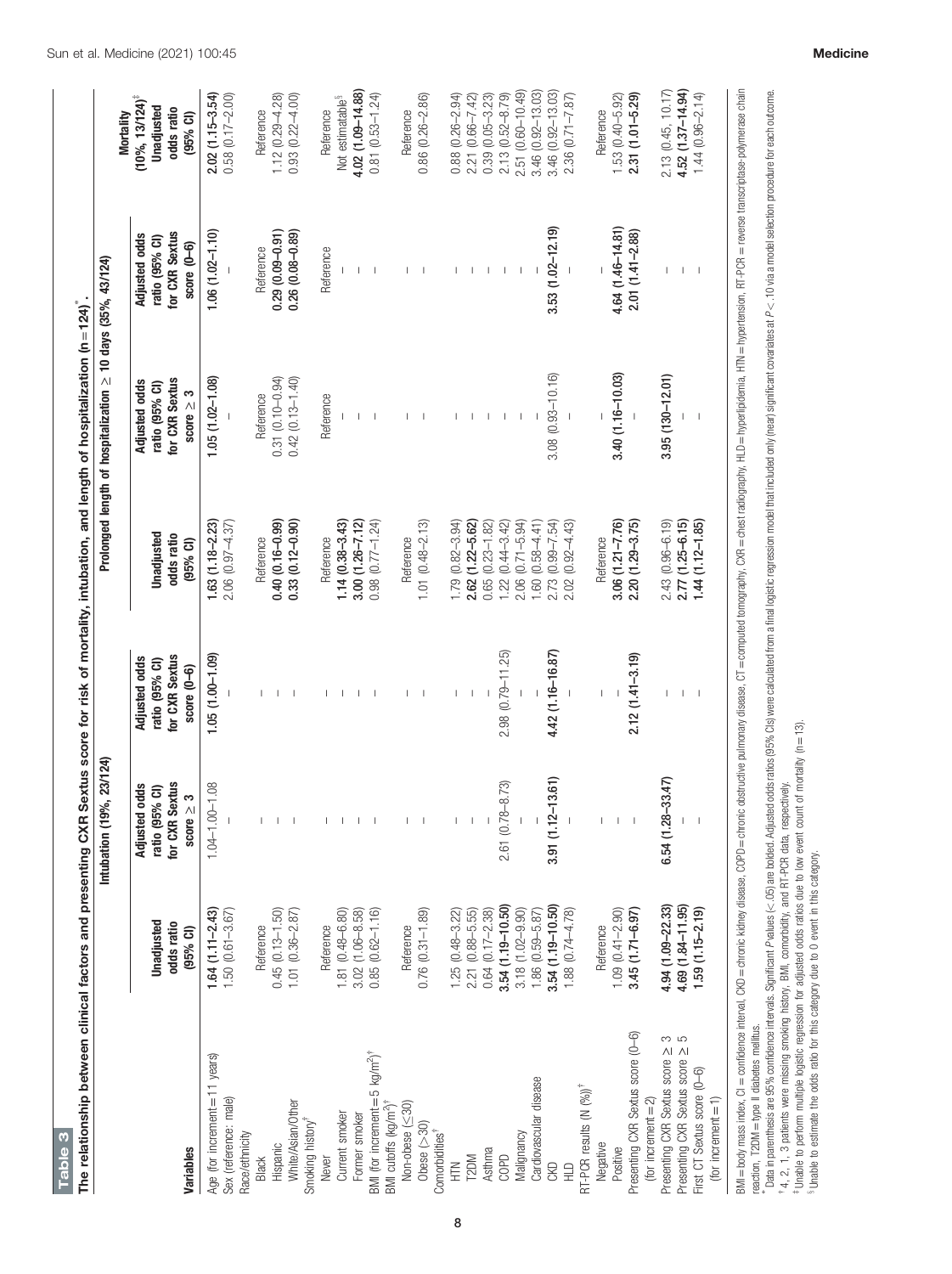**Table 3**

The relationship between clinical factors and presenting CXR Sextus score for risk of mortality, intubation, and length of hospitalization (n = 124)*.

| Variables | Intubation (19%, 23/124) | | | Prolonged length of hospitalization ≥ 10 days (35%, 43/124) | | | Mortality (10%, 13/124)[‡] |
|---|---|---|---|---|---|---|---|
| | Unadjusted odds ratio (95% CI) | Adjusted odds ratio (95% CI) for CXR Sextus score ≥ 3 | Adjusted odds ratio (95% CI) for CXR Sextus score (0–6) | Unadjusted odds ratio (95% CI) | Adjusted odds ratio (95% CI) for CXR Sextus score ≥ 3 | Adjusted odds ratio (95% CI) for CXR Sextus score (0–6) | Unadjusted odds ratio (95% CI) |
| Age (for increment = 11 years) | **1.64 (1.11–2.43)** | 1.04–1.00–1.08 | **1.05 (1.00–1.09)** | **1.63 (1.18–2.23)** | **1.05 (1.02–1.08)** | **1.06 (1.02–1.10)** | **2.02 (1.15–3.54)** |
| Sex (reference: male) | 1.50 (0.61–3.67) | – | – | 2.06 (0.97–4.37) | – | – | 0.58 (0.17–2.00) |
| Race/ethnicity | | | | | | | |
| Black | Reference | | | Reference | Reference | Reference | Reference |
| Hispanic | 0.45 (0.13–1.50) | – | – | **0.40 (0.16–0.99)** | **0.31 (0.10–0.94)** | **0.29 (0.09–0.91)** | 1.12 (0.29–4.28) |
| White/Asian/Other | 1.01 (0.36–2.87) | – | – | **0.33 (0.12–0.90)** | 0.42 (0.13–1.40) | **0.26 (0.08–0.89)** | 0.93 (0.22–4.00) |
| Smoking history[†] | | | | | | | |
| Never | Reference | – | – | Reference | Reference | Reference | Reference |
| Current smoker | 1.81 (0.48–6.80) | – | – | 1.14 (0.38–3.43) | – | – | Not estimatable[§] |
| Former smoker | 3.02 (1.06–8.58) | – | – | **3.00 (1.26–7.12)** | – | – | **4.02 (1.09–14.88)** |
| BMI (for increment = 5 kg/m²)[†] | 0.85 (0.62–1.16) | – | – | 0.98 (0.77–1.24) | – | – | 0.81 (0.53–1.24) |
| BMI cutoffs (kg/m²)[†] | | | | | | | |
| Non-obese (≤30) | Reference | – | – | Reference | – | – | Reference |
| Obese (>30) | 0.76 (0.31–1.89) | – | – | 1.01 (0.48–2.13) | – | – | 0.86 (0.26–2.86) |
| Comorbidities[†] | | | | | | | |
| HTN | 1.25 (0.48–3.22) | – | – | 1.79 (0.82–3.94) | – | – | 0.88 (0.26–2.94) |
| T2DM | 2.21 (0.88–5.55) | – | – | **2.62 (1.22–5.62)** | – | – | 2.21 (0.66–7.42) |
| Asthma | 0.64 (0.17–2.38) | – | – | 0.65 (0.23–1.82) | – | – | 0.39 (0.05–3.23) |
| COPD | **3.54 (1.19–10.50)** | 2.61 (0.78–8.73) | 2.98 (0.79–11.25) | 1.22 (0.44–3.42) | – | – | 2.13 (0.52–8.79) |
| Malignancy | 3.18 (1.02–9.90) | – | – | 2.06 (0.71–5.94) | – | – | 2.51 (0.60–10.49) |
| Cardiovascular disease | 1.86 (0.59–5.87) | – | – | 1.60 (0.58–4.41) | – | – | 3.46 (0.92–13.03) |
| CKD | **3.54 (1.19–10.50)** | **3.91 (1.12–13.61)** | **4.42 (1.16–16.87)** | 2.73 (0.99–7.54) | 3.08 (0.93–10.16) | **3.53 (1.02–12.19)** | 3.46 (0.92–13.03) |
| HLD | 1.88 (0.74–4.78) | – | – | 2.02 (0.92–4.43) | – | – | 2.36 (0.71–7.87) |
| RT-PCR results (N (%))[†] | | | | | | | |
| Negative | Reference | – | – | Reference | – | – | Reference |
| Positive | 1.09 (0.41–2.90) | – | – | **3.06 (1.21–7.76)** | **3.40 (1.16–10.03)** | **4.64 (1.46–14.81)** | 1.53 (0.40–5.92) |
| Presenting CXR Sextus score (0–6) (for increment = 2) | **3.45 (1.71–6.97)** | | **2.12 (1.41–3.19)** | **2.20 (1.29–3.75)** | – | **2.01 (1.41–2.88)** | **2.31 (1.01–5.29)** |
| Presenting CXR Sextus score ≥ 3 | **4.94 (1.09–22.33)** | **6.54 (1.28–33.47)** | – | 2.43 (0.96–6.19) | **3.95 (130–12.01)** | – | 2.13 (0.45, 10.17) |
| Presenting CXR Sextus score ≥ 5 | **4.69 (1.84–11.95)** | – | – | **2.77 (1.25–6.15)** | – | – | **4.52 (1.37–14.94)** |
| First CT Sextus score (0–6) (for increment = 1) | **1.59 (1.15–2.19)** | – | – | **1.44 (1.12–1.85)** | – | – | 1.44 (0.96–2.14) |

BMI = body mass index, CI = confidence interval, CKD = chronic kidney disease, COPD = chronic obstructive pulmonary disease, CT = computed tomography, CXR = chest radiography, HLD = hyperlipidemia, HTN = hypertension, RT-PCR = reverse transcriptase-polymerase chain reaction, T2DM = type II diabetes mellitus.

\* Data in parenthesis are 95% confidence intervals. Significant *P* values (<.05) are bolded. Adjusted odds ratios (95% CIs) were calculated from a final logistic regression model that included only (near) significant covariates at $P < .10$ via a model selection procedure for each outcome.

† 4, 2, 1, 3 patients were missing smoking history, BMI, comorbidity, and RT-PCR data, respectively.

‡ Unable to perform multiple logistic regression for adjusted odds ratios due to low event count of mortality (n = 13).

§ Unable to estimate the odds ratio for this category due to 0 event in this category.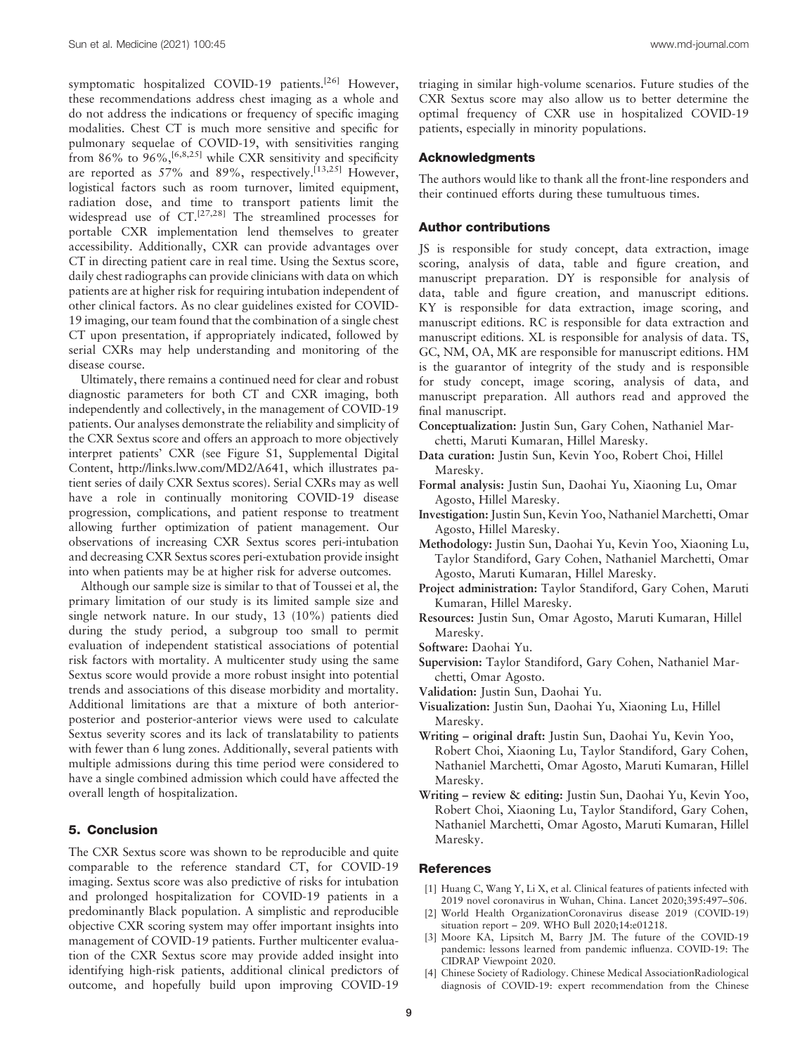symptomatic hospitalized COVID-19 patients.[26] However, these recommendations address chest imaging as a whole and do not address the indications or frequency of specific imaging modalities. Chest CT is much more sensitive and specific for pulmonary sequelae of COVID-19, with sensitivities ranging from 86% to 96%,[6,8,25] while CXR sensitivity and specificity are reported as 57% and 89%, respectively.[13,25] However, logistical factors such as room turnover, limited equipment, radiation dose, and time to transport patients limit the widespread use of CT.[27,28] The streamlined processes for portable CXR implementation lend themselves to greater accessibility. Additionally, CXR can provide advantages over CT in directing patient care in real time. Using the Sextus score, daily chest radiographs can provide clinicians with data on which patients are at higher risk for requiring intubation independent of other clinical factors. As no clear guidelines existed for COVID-19 imaging, our team found that the combination of a single chest CT upon presentation, if appropriately indicated, followed by serial CXRs may help understanding and monitoring of the disease course.

Ultimately, there remains a continued need for clear and robust diagnostic parameters for both CT and CXR imaging, both independently and collectively, in the management of COVID-19 patients. Our analyses demonstrate the reliability and simplicity of the CXR Sextus score and offers an approach to more objectively interpret patients' CXR (see Figure S1, Supplemental Digital Content, http://links.lww.com/MD2/A641, which illustrates patient series of daily CXR Sextus scores). Serial CXRs may as well have a role in continually monitoring COVID-19 disease progression, complications, and patient response to treatment allowing further optimization of patient management. Our observations of increasing CXR Sextus scores peri-intubation and decreasing CXR Sextus scores peri-extubation provide insight into when patients may be at higher risk for adverse outcomes.

Although our sample size is similar to that of Toussei et al, the primary limitation of our study is its limited sample size and single network nature. In our study, 13 (10%) patients died during the study period, a subgroup too small to permit evaluation of independent statistical associations of potential risk factors with mortality. A multicenter study using the same Sextus score would provide a more robust insight into potential trends and associations of this disease morbidity and mortality. Additional limitations are that a mixture of both anterior-posterior and posterior-anterior views were used to calculate Sextus severity scores and its lack of translatability to patients with fewer than 6 lung zones. Additionally, several patients with multiple admissions during this time period were considered to have a single combined admission which could have affected the overall length of hospitalization.

## 5. Conclusion

The CXR Sextus score was shown to be reproducible and quite comparable to the reference standard CT, for COVID-19 imaging. Sextus score was also predictive of risks for intubation and prolonged hospitalization for COVID-19 patients in a predominantly Black population. A simplistic and reproducible objective CXR scoring system may offer important insights into management of COVID-19 patients. Further multicenter evaluation of the CXR Sextus score may provide added insight into identifying high-risk patients, additional clinical predictors of outcome, and hopefully build upon improving COVID-19 triaging in similar high-volume scenarios. Future studies of the CXR Sextus score may also allow us to better determine the optimal frequency of CXR use in hospitalized COVID-19 patients, especially in minority populations.

### Acknowledgments

The authors would like to thank all the front-line responders and their continued efforts during these tumultuous times.

### Author contributions

JS is responsible for study concept, data extraction, image scoring, analysis of data, table and figure creation, and manuscript preparation. DY is responsible for analysis of data, table and figure creation, and manuscript editions. KY is responsible for data extraction, image scoring, and manuscript editions. RC is responsible for data extraction and manuscript editions. XL is responsible for analysis of data. TS, GC, NM, OA, MK are responsible for manuscript editions. HM is the guarantor of integrity of the study and is responsible for study concept, image scoring, analysis of data, and manuscript preparation. All authors read and approved the final manuscript.

**Conceptualization:** Justin Sun, Gary Cohen, Nathaniel Marchetti, Maruti Kumaran, Hillel Maresky.

**Data curation:** Justin Sun, Kevin Yoo, Robert Choi, Hillel Maresky.

**Formal analysis:** Justin Sun, Daohai Yu, Xiaoning Lu, Omar Agosto, Hillel Maresky.

**Investigation:** Justin Sun, Kevin Yoo, Nathaniel Marchetti, Omar Agosto, Hillel Maresky.

**Methodology:** Justin Sun, Daohai Yu, Kevin Yoo, Xiaoning Lu, Taylor Standiford, Gary Cohen, Nathaniel Marchetti, Omar Agosto, Maruti Kumaran, Hillel Maresky.

**Project administration:** Taylor Standiford, Gary Cohen, Maruti Kumaran, Hillel Maresky.

**Resources:** Justin Sun, Omar Agosto, Maruti Kumaran, Hillel Maresky.

**Software:** Daohai Yu.

**Supervision:** Taylor Standiford, Gary Cohen, Nathaniel Marchetti, Omar Agosto.

**Validation:** Justin Sun, Daohai Yu.

**Visualization:** Justin Sun, Daohai Yu, Xiaoning Lu, Hillel Maresky.

**Writing – original draft:** Justin Sun, Daohai Yu, Kevin Yoo, Robert Choi, Xiaoning Lu, Taylor Standiford, Gary Cohen, Nathaniel Marchetti, Omar Agosto, Maruti Kumaran, Hillel Maresky.

**Writing – review & editing:** Justin Sun, Daohai Yu, Kevin Yoo, Robert Choi, Xiaoning Lu, Taylor Standiford, Gary Cohen, Nathaniel Marchetti, Omar Agosto, Maruti Kumaran, Hillel Maresky.

### References

[1] Huang C, Wang Y, Li X, et al. Clinical features of patients infected with 2019 novel coronavirus in Wuhan, China. Lancet 2020;395:497–506.

[2] World Health OrganizationCoronavirus disease 2019 (COVID-19) situation report – 209. WHO Bull 2020;14:e01218.

[3] Moore KA, Lipsitch M, Barry JM. The future of the COVID-19 pandemic: lessons learned from pandemic influenza. COVID-19: The CIDRAP Viewpoint 2020.

[4] Chinese Society of Radiology. Chinese Medical AssociationRadiological diagnosis of COVID-19: expert recommendation from the Chinese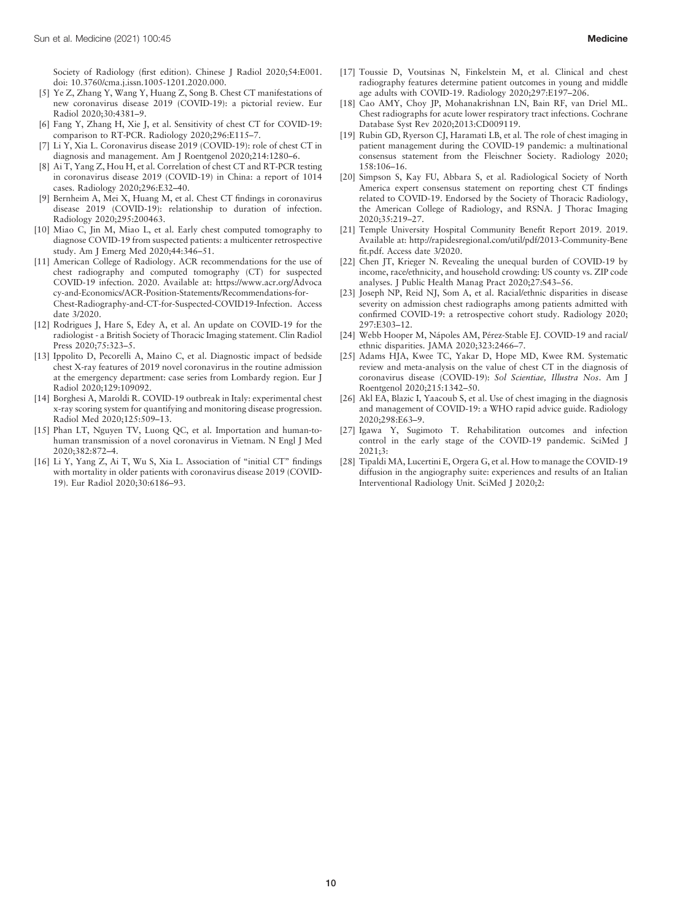Society of Radiology (first edition). Chinese J Radiol 2020;54:E001. doi: 10.3760/cma.j.issn.1005-1201.2020.000.

[5] Ye Z, Zhang Y, Wang Y, Huang Z, Song B. Chest CT manifestations of new coronavirus disease 2019 (COVID-19): a pictorial review. Eur Radiol 2020;30:4381–9.

[6] Fang Y, Zhang H, Xie J, et al. Sensitivity of chest CT for COVID-19: comparison to RT-PCR. Radiology 2020;296:E115–7.

[7] Li Y, Xia L. Coronavirus disease 2019 (COVID-19): role of chest CT in diagnosis and management. Am J Roentgenol 2020;214:1280–6.

[8] Ai T, Yang Z, Hou H, et al. Correlation of chest CT and RT-PCR testing in coronavirus disease 2019 (COVID-19) in China: a report of 1014 cases. Radiology 2020;296:E32–40.

[9] Bernheim A, Mei X, Huang M, et al. Chest CT findings in coronavirus disease 2019 (COVID-19): relationship to duration of infection. Radiology 2020;295:200463.

[10] Miao C, Jin M, Miao L, et al. Early chest computed tomography to diagnose COVID-19 from suspected patients: a multicenter retrospective study. Am J Emerg Med 2020;44:346–51.

[11] American College of Radiology. ACR recommendations for the use of chest radiography and computed tomography (CT) for suspected COVID-19 infection. 2020. Available at: https://www.acr.org/Advocacy-and-Economics/ACR-Position-Statements/Recommendations-for-Chest-Radiography-and-CT-for-Suspected-COVID19-Infection. Access date 3/2020.

[12] Rodrigues J, Hare S, Edey A, et al. An update on COVID-19 for the radiologist - a British Society of Thoracic Imaging statement. Clin Radiol Press 2020;75:323–5.

[13] Ippolito D, Pecorelli A, Maino C, et al. Diagnostic impact of bedside chest X-ray features of 2019 novel coronavirus in the routine admission at the emergency department: case series from Lombardy region. Eur J Radiol 2020;129:109092.

[14] Borghesi A, Maroldi R. COVID-19 outbreak in Italy: experimental chest x-ray scoring system for quantifying and monitoring disease progression. Radiol Med 2020;125:509–13.

[15] Phan LT, Nguyen TV, Luong QC, et al. Importation and human-to-human transmission of a novel coronavirus in Vietnam. N Engl J Med 2020;382:872–4.

[16] Li Y, Yang Z, Ai T, Wu S, Xia L. Association of "initial CT" findings with mortality in older patients with coronavirus disease 2019 (COVID-19). Eur Radiol 2020;30:6186–93.

[17] Toussie D, Voutsinas N, Finkelstein M, et al. Clinical and chest radiography features determine patient outcomes in young and middle age adults with COVID-19. Radiology 2020;297:E197–206.

[18] Cao AMY, Choy JP, Mohanakrishnan LN, Bain RF, van Driel ML. Chest radiographs for acute lower respiratory tract infections. Cochrane Database Syst Rev 2020;2013:CD009119.

[19] Rubin GD, Ryerson CJ, Haramati LB, et al. The role of chest imaging in patient management during the COVID-19 pandemic: a multinational consensus statement from the Fleischner Society. Radiology 2020; 158:106–16.

[20] Simpson S, Kay FU, Abbara S, et al. Radiological Society of North America expert consensus statement on reporting chest CT findings related to COVID-19. Endorsed by the Society of Thoracic Radiology, the American College of Radiology, and RSNA. J Thorac Imaging 2020;35:219–27.

[21] Temple University Hospital Community Benefit Report 2019. 2019. Available at: http://rapidesregional.com/util/pdf/2013-Community-Benefit.pdf. Access date 3/2020.

[22] Chen JT, Krieger N. Revealing the unequal burden of COVID-19 by income, race/ethnicity, and household crowding: US county vs. ZIP code analyses. J Public Health Manag Pract 2020;27:S43–56.

[23] Joseph NP, Reid NJ, Som A, et al. Racial/ethnic disparities in disease severity on admission chest radiographs among patients admitted with confirmed COVID-19: a retrospective cohort study. Radiology 2020; 297:E303–12.

[24] Webb Hooper M, Nápoles AM, Pérez-Stable EJ. COVID-19 and racial/ethnic disparities. JAMA 2020;323:2466–7.

[25] Adams HJA, Kwee TC, Yakar D, Hope MD, Kwee RM. Systematic review and meta-analysis on the value of chest CT in the diagnosis of coronavirus disease (COVID-19): *Sol Scientiae, Illustra Nos*. Am J Roentgenol 2020;215:1342–50.

[26] Akl EA, Blazic I, Yaacoub S, et al. Use of chest imaging in the diagnosis and management of COVID-19: a WHO rapid advice guide. Radiology 2020;298:E63–9.

[27] Igawa Y, Sugimoto T. Rehabilitation outcomes and infection control in the early stage of the COVID-19 pandemic. SciMed J 2021;3:

[28] Tipaldi MA, Lucertini E, Orgera G, et al. How to manage the COVID-19 diffusion in the angiography suite: experiences and results of an Italian Interventional Radiology Unit. SciMed J 2020;2: